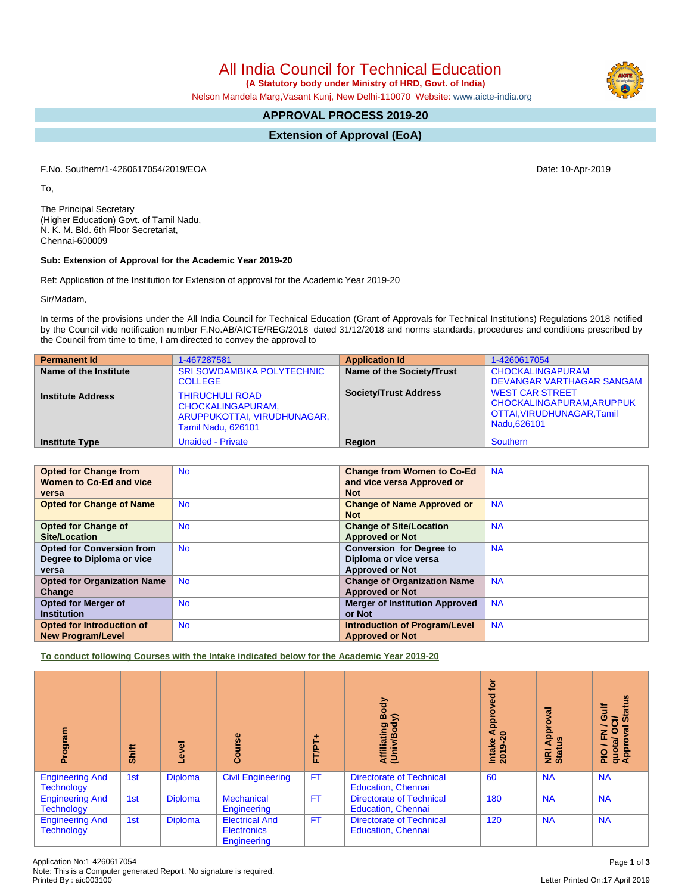# All India Council for Technical Education

**(A Statutory body under Ministry of HRD, Govt. of India)**

Nelson Mandela Marg,Vasant Kunj, New Delhi-110070 Website: www.aicte-india.org

## APPROVAL PROCESS 2019-20

## Extension of Approval (EoA)

F.No. Southern/1-4260617054/2019/EOA

Date: 10-Apr-2019

To,

The Principal Secretary
(Higher Education) Govt. of Tamil Nadu,
N. K. M. Bld. 6th Floor Secretariat,
Chennai-600009

**Sub: Extension of Approval for the Academic Year 2019-20**

Ref: Application of the Institution for Extension of approval for the Academic Year 2019-20

Sir/Madam,

In terms of the provisions under the All India Council for Technical Education (Grant of Approvals for Technical Institutions) Regulations 2018 notified by the Council vide notification number F.No.AB/AICTE/REG/2018 dated 31/12/2018 and norms standards, procedures and conditions prescribed by the Council from time to time, I am directed to convey the approval to

| **Permanent Id** | 1-467287581 | **Application Id** | 1-4260617054 |
|---|---|---|---|
| **Name of the Institute** | SRI SOWDAMBIKA POLYTECHNIC COLLEGE | **Name of the Society/Trust** | CHOCKALINGAPURAM DEVANGAR VARTHAGAR SANGAM |
| **Institute Address** | THIRUCHULI ROAD CHOCKALINGAPURAM, ARUPPUKOTTAI, VIRUDHUNAGAR, Tamil Nadu, 626101 | **Society/Trust Address** | WEST CAR STREET CHOCKALINGAPURAM,ARUPPUKOTTAI,VIRUDHUNAGAR,Tamil Nadu,626101 |
| **Institute Type** | Unaided - Private | **Region** | Southern |

| **Opted for Change from Women to Co-Ed and vice versa** | No | **Change from Women to Co-Ed and vice versa Approved or Not** | NA |
|---|---|---|---|
| **Opted for Change of Name** | No | **Change of Name Approved or Not** | NA |
| **Opted for Change of Site/Location** | No | **Change of Site/Location Approved or Not** | NA |
| **Opted for Conversion from Degree to Diploma or vice versa** | No | **Conversion for Degree to Diploma or vice versa Approved or Not** | NA |
| **Opted for Organization Name Change** | No | **Change of Organization Name Approved or Not** | NA |
| **Opted for Merger of Institution** | No | **Merger of Institution Approved or Not** | NA |
| **Opted for Introduction of New Program/Level** | No | **Introduction of Program/Level Approved or Not** | NA |

**To conduct following Courses with the Intake indicated below for the Academic Year 2019-20**

| Program | Shift | Level | Course | FT/PT+ | Affiliating Body (Univ/Body) | Intake Approved for 2019-20 | NRI Approval Status | PIO / FN / Gulf quota/ OCI/ Approval Status |
|---|---|---|---|---|---|---|---|---|
| Engineering And Technology | 1st | Diploma | Civil Engineering | FT | Directorate of Technical Education, Chennai | 60 | NA | NA |
| Engineering And Technology | 1st | Diploma | Mechanical Engineering | FT | Directorate of Technical Education, Chennai | 180 | NA | NA |
| Engineering And Technology | 1st | Diploma | Electrical And Electronics Engineering | FT | Directorate of Technical Education, Chennai | 120 | NA | NA |

Application No:1-4260617054
Note: This is a Computer generated Report. No signature is required.
Printed By : aic003100

Letter Printed On:17 April 2019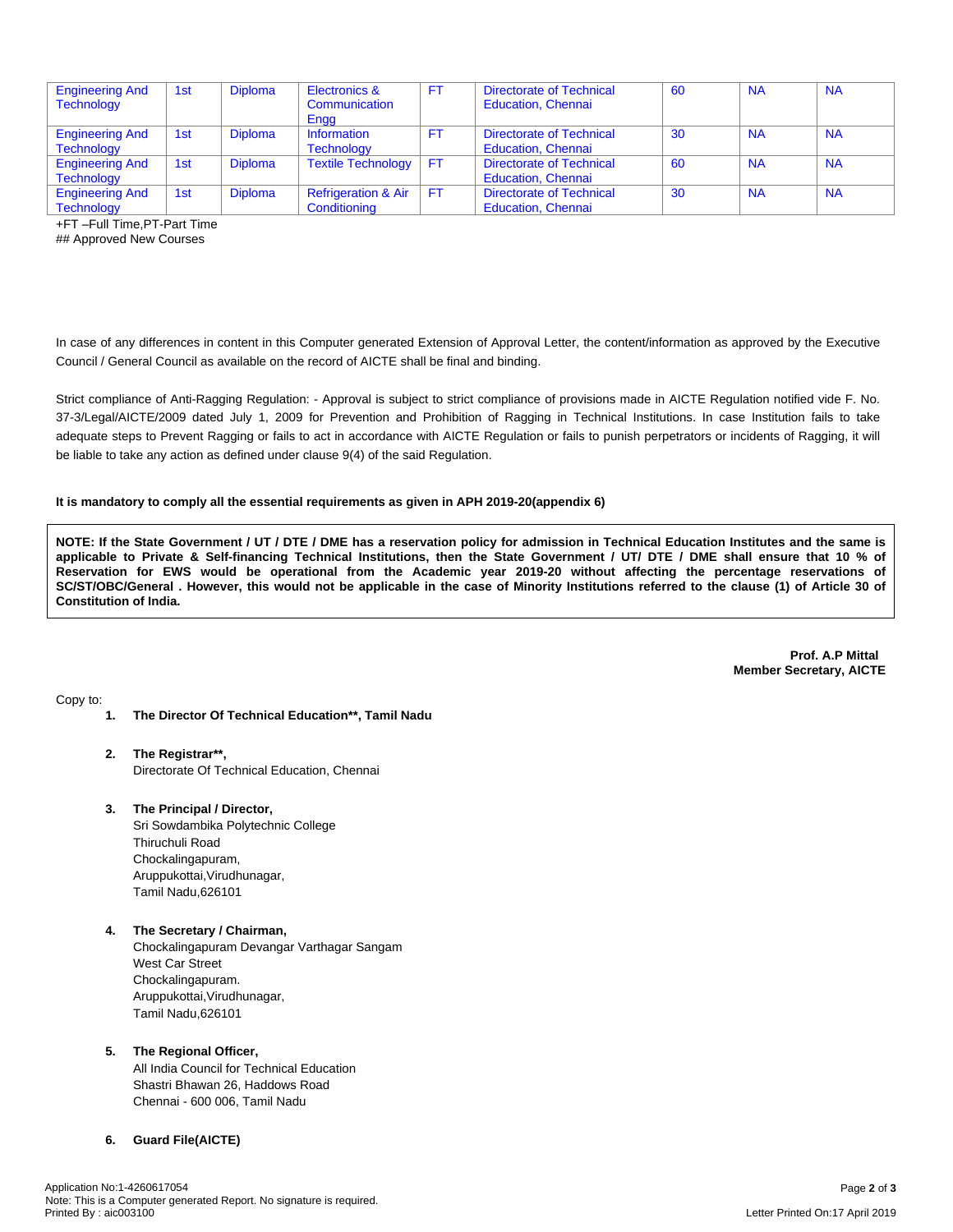| Engineering And Technology | 1st | Diploma | Electronics & Communication Engg | FT | Directorate of Technical Education, Chennai | 60 | NA | NA |
|---|---|---|---|---|---|---|---|---|
| Engineering And Technology | 1st | Diploma | Information Technology | FT | Directorate of Technical Education, Chennai | 30 | NA | NA |
| Engineering And Technology | 1st | Diploma | Textile Technology | FT | Directorate of Technical Education, Chennai | 60 | NA | NA |
| Engineering And Technology | 1st | Diploma | Refrigeration & Air Conditioning | FT | Directorate of Technical Education, Chennai | 30 | NA | NA |

+FT –Full Time,PT-Part Time
## Approved New Courses

In case of any differences in content in this Computer generated Extension of Approval Letter, the content/information as approved by the Executive Council / General Council as available on the record of AICTE shall be final and binding.

Strict compliance of Anti-Ragging Regulation: - Approval is subject to strict compliance of provisions made in AICTE Regulation notified vide F. No. 37-3/Legal/AICTE/2009 dated July 1, 2009 for Prevention and Prohibition of Ragging in Technical Institutions. In case Institution fails to take adequate steps to Prevent Ragging or fails to act in accordance with AICTE Regulation or fails to punish perpetrators or incidents of Ragging, it will be liable to take any action as defined under clause 9(4) of the said Regulation.

**It is mandatory to comply all the essential requirements as given in APH 2019-20(appendix 6)**

**NOTE: If the State Government / UT / DTE / DME has a reservation policy for admission in Technical Education Institutes and the same is applicable to Private & Self-financing Technical Institutions, then the State Government / UT/ DTE / DME shall ensure that 10 % of Reservation for EWS would be operational from the Academic year 2019-20 without affecting the percentage reservations of SC/ST/OBC/General . However, this would not be applicable in the case of Minority Institutions referred to the clause (1) of Article 30 of Constitution of India.**

**Prof. A.P Mittal**
**Member Secretary, AICTE**

Copy to:

1. **The Director Of Technical Education**, Tamil Nadu**

2. **The Registrar**,**
   Directorate Of Technical Education, Chennai

3. **The Principal / Director,**
   Sri Sowdambika Polytechnic College
   Thiruchuli Road
   Chockalingapuram,
   Aruppukottai,Virudhunagar,
   Tamil Nadu,626101

4. **The Secretary / Chairman,**
   Chockalingapuram Devangar Varthagar Sangam
   West Car Street
   Chockalingapuram.
   Aruppukottai,Virudhunagar,
   Tamil Nadu,626101

5. **The Regional Officer,**
   All India Council for Technical Education
   Shastri Bhawan 26, Haddows Road
   Chennai - 600 006, Tamil Nadu

6. **Guard File(AICTE)**

Application No:1-4260617054
Note: This is a Computer generated Report. No signature is required.
Printed By : aic003100
Letter Printed On:17 April 2019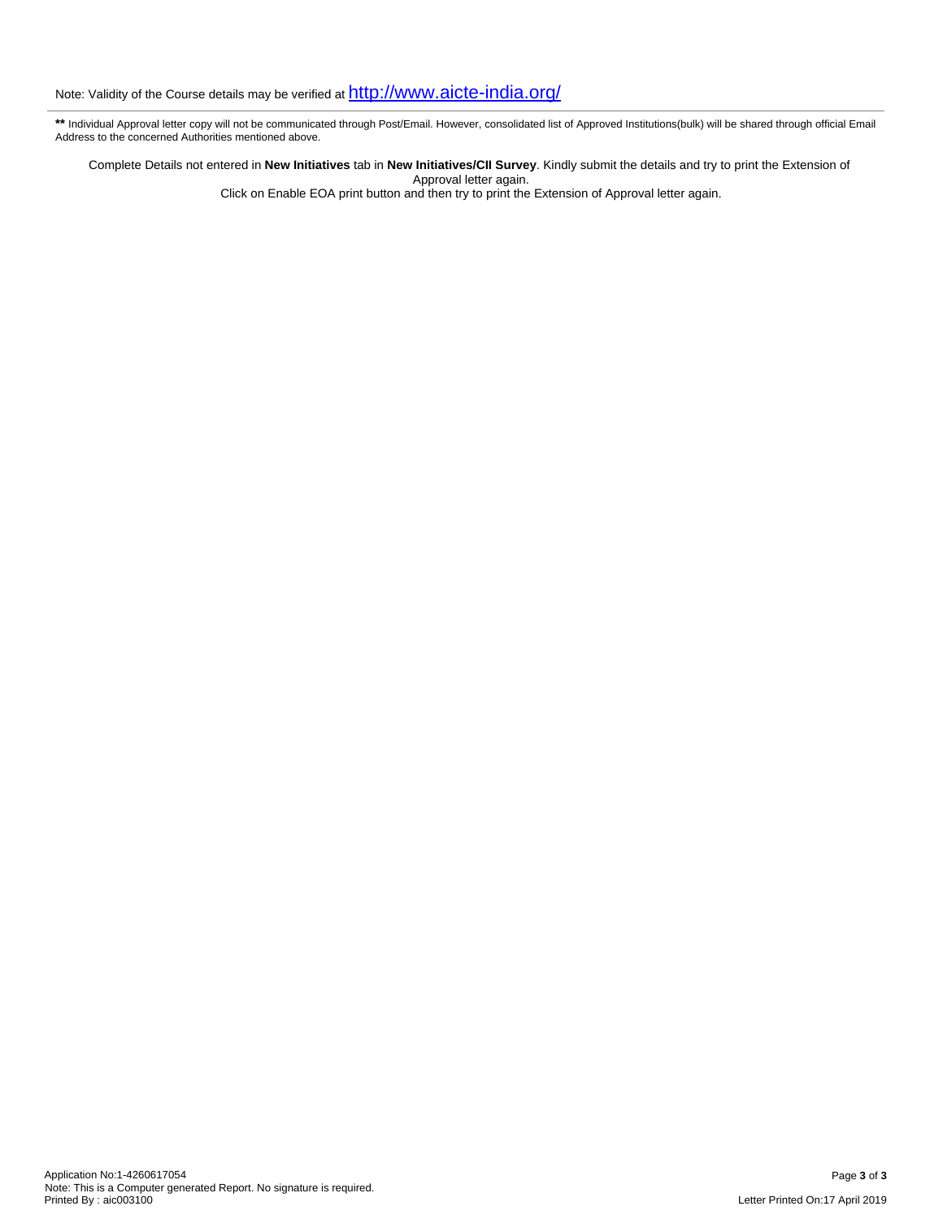Note: Validity of the Course details may be verified at http://www.aicte-india.org/

---

**\*\*** Individual Approval letter copy will not be communicated through Post/Email. However, consolidated list of Approved Institutions(bulk) will be shared through official Email Address to the concerned Authorities mentioned above.

Complete Details not entered in **New Initiatives** tab in **New Initiatives/CII Survey**. Kindly submit the details and try to print the Extension of Approval letter again.

Click on Enable EOA print button and then try to print the Extension of Approval letter again.

Application No:1-4260617054
Note: This is a Computer generated Report. No signature is required.
Printed By : aic003100

Letter Printed On:17 April 2019